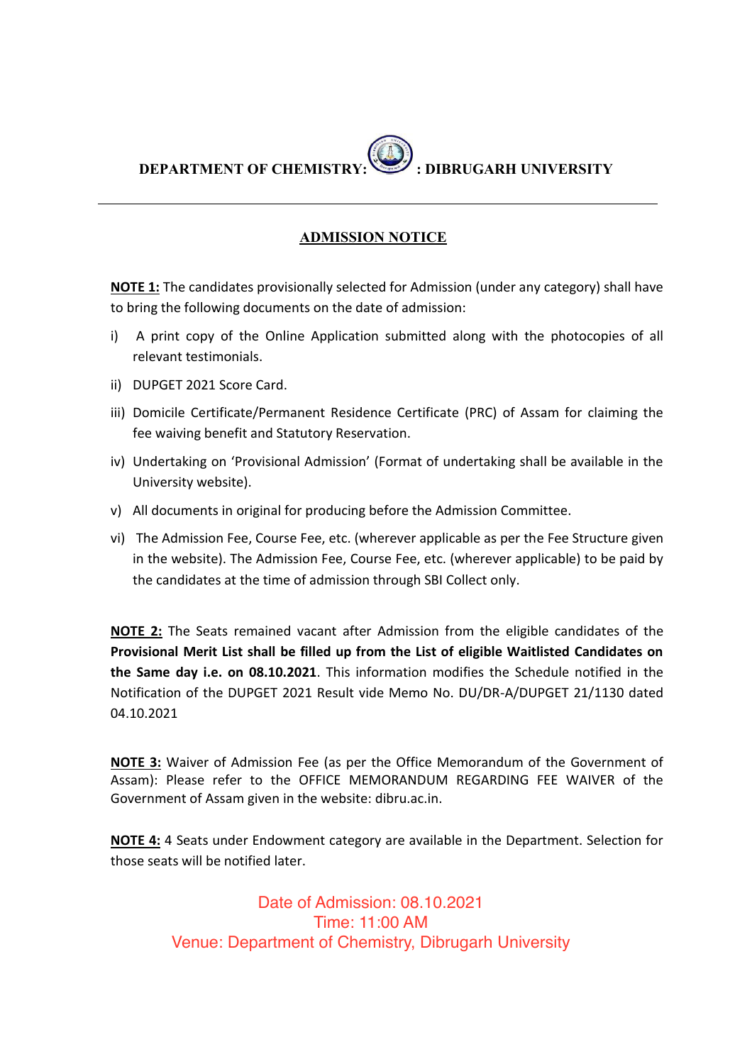**DEPARTMENT OF CHEMISTRY: : DIBRUGARH UNIVERSITY**

## ADMISSION NOTICE

**NOTE 1:** The candidates provisionally selected for Admission (under any category) shall have to bring the following documents on the date of admission:

i) A print copy of the Online Application submitted along with the photocopies of all relevant testimonials.

ii) DUPGET 2021 Score Card.

iii) Domicile Certificate/Permanent Residence Certificate (PRC) of Assam for claiming the fee waiving benefit and Statutory Reservation.

iv) Undertaking on 'Provisional Admission' (Format of undertaking shall be available in the University website).

v) All documents in original for producing before the Admission Committee.

vi) The Admission Fee, Course Fee, etc. (wherever applicable as per the Fee Structure given in the website). The Admission Fee, Course Fee, etc. (wherever applicable) to be paid by the candidates at the time of admission through SBI Collect only.

**NOTE 2:** The Seats remained vacant after Admission from the eligible candidates of the **Provisional Merit List shall be filled up from the List of eligible Waitlisted Candidates on the Same day i.e. on 08.10.2021**. This information modifies the Schedule notified in the Notification of the DUPGET 2021 Result vide Memo No. DU/DR-A/DUPGET 21/1130 dated 04.10.2021

**NOTE 3:** Waiver of Admission Fee (as per the Office Memorandum of the Government of Assam): Please refer to the OFFICE MEMORANDUM REGARDING FEE WAIVER of the Government of Assam given in the website: dibru.ac.in.

**NOTE 4:** 4 Seats under Endowment category are available in the Department. Selection for those seats will be notified later.

Date of Admission: 08.10.2021
Time: 11:00 AM
Venue: Department of Chemistry, Dibrugarh University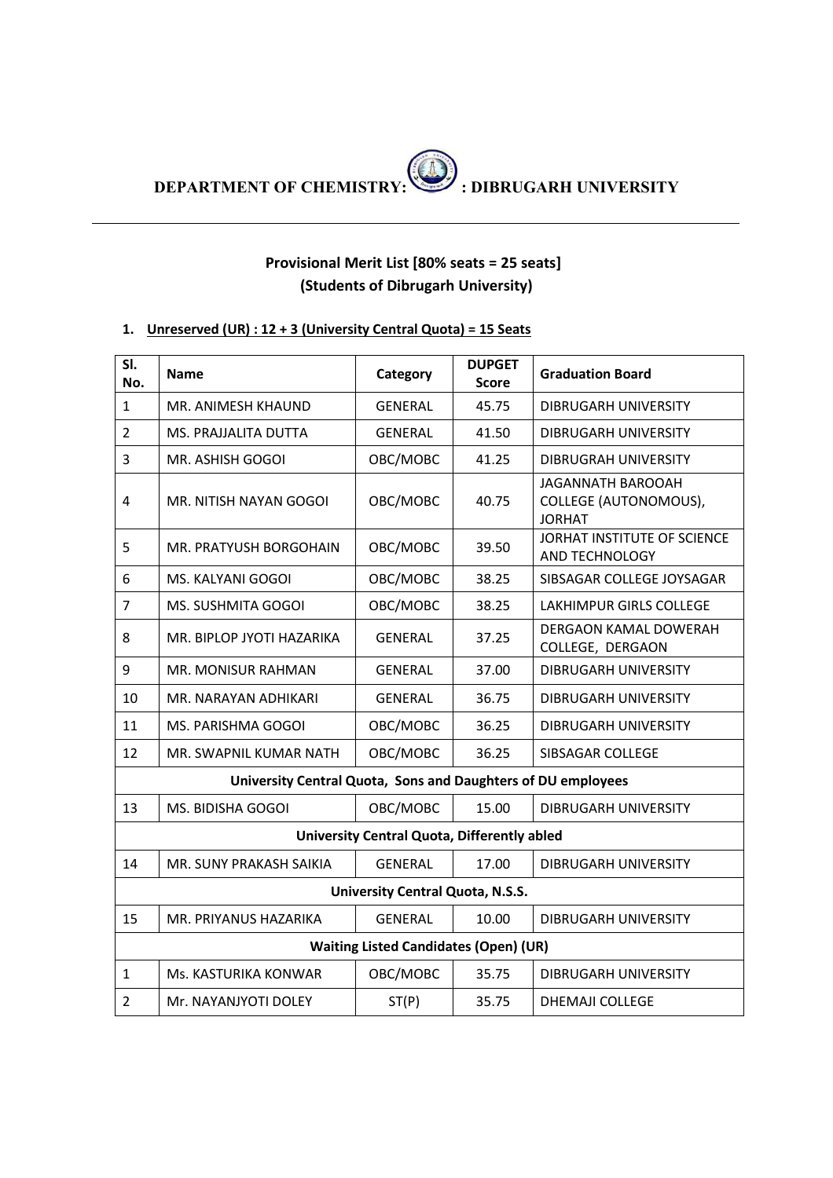**DEPARTMENT OF CHEMISTRY: : DIBRUGARH UNIVERSITY**

---

**Provisional Merit List [80% seats = 25 seats]**
**(Students of Dibrugarh University)**

1. **Unreserved (UR) : 12 + 3 (University Central Quota) = 15 Seats**

| Sl. No. | Name | Category | DUPGET Score | Graduation Board |
|---|---|---|---|---|
| 1 | MR. ANIMESH KHAUND | GENERAL | 45.75 | DIBRUGARH UNIVERSITY |
| 2 | MS. PRAJJALITA DUTTA | GENERAL | 41.50 | DIBRUGARH UNIVERSITY |
| 3 | MR. ASHISH GOGOI | OBC/MOBC | 41.25 | DIBRUGRAH UNIVERSITY |
| 4 | MR. NITISH NAYAN GOGOI | OBC/MOBC | 40.75 | JAGANNATH BAROOAH COLLEGE (AUTONOMOUS), JORHAT |
| 5 | MR. PRATYUSH BORGOHAIN | OBC/MOBC | 39.50 | JORHAT INSTITUTE OF SCIENCE AND TECHNOLOGY |
| 6 | MS. KALYANI GOGOI | OBC/MOBC | 38.25 | SIBSAGAR COLLEGE JOYSAGAR |
| 7 | MS. SUSHMITA GOGOI | OBC/MOBC | 38.25 | LAKHIMPUR GIRLS COLLEGE |
| 8 | MR. BIPLOP JYOTI HAZARIKA | GENERAL | 37.25 | DERGAON KAMAL DOWERAH COLLEGE, DERGAON |
| 9 | MR. MONISUR RAHMAN | GENERAL | 37.00 | DIBRUGARH UNIVERSITY |
| 10 | MR. NARAYAN ADHIKARI | GENERAL | 36.75 | DIBRUGARH UNIVERSITY |
| 11 | MS. PARISHMA GOGOI | OBC/MOBC | 36.25 | DIBRUGARH UNIVERSITY |
| 12 | MR. SWAPNIL KUMAR NATH | OBC/MOBC | 36.25 | SIBSAGAR COLLEGE |
| **University Central Quota, Sons and Daughters of DU employees** | | | | |
| 13 | MS. BIDISHA GOGOI | OBC/MOBC | 15.00 | DIBRUGARH UNIVERSITY |
| **University Central Quota, Differently abled** | | | | |
| 14 | MR. SUNY PRAKASH SAIKIA | GENERAL | 17.00 | DIBRUGARH UNIVERSITY |
| **University Central Quota, N.S.S.** | | | | |
| 15 | MR. PRIYANUS HAZARIKA | GENERAL | 10.00 | DIBRUGARH UNIVERSITY |
| **Waiting Listed Candidates (Open) (UR)** | | | | |
| 1 | Ms. KASTURIKA KONWAR | OBC/MOBC | 35.75 | DIBRUGARH UNIVERSITY |
| 2 | Mr. NAYANJYOTI DOLEY | ST(P) | 35.75 | DHEMAJI COLLEGE |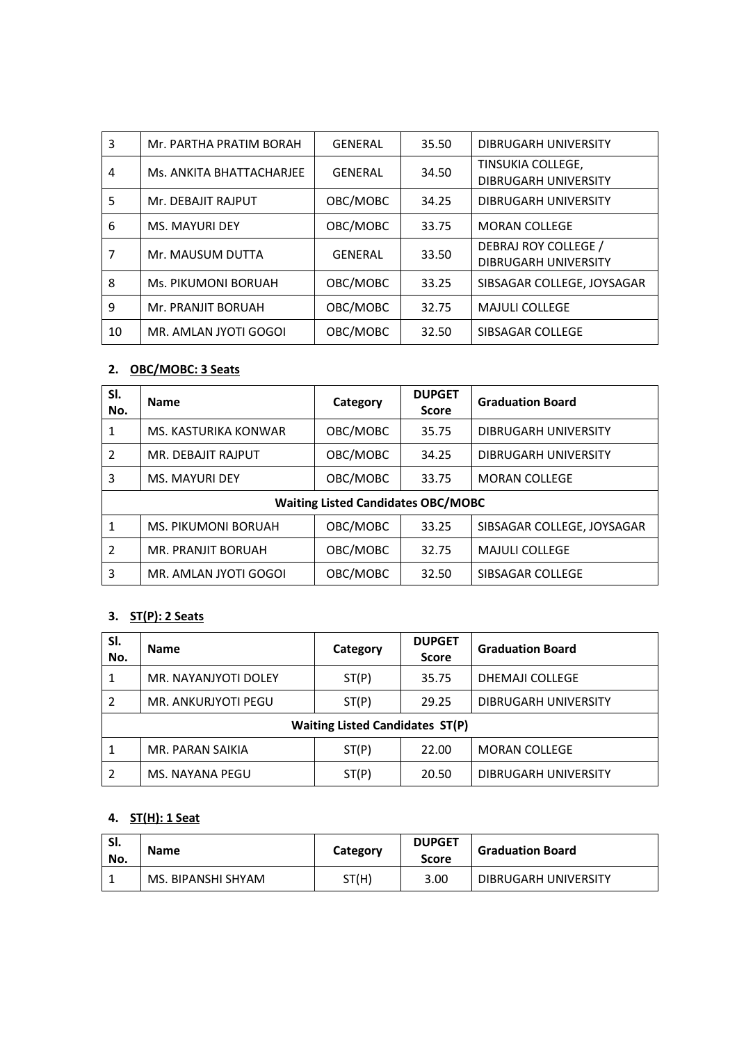| 3 | Mr. PARTHA PRATIM BORAH | GENERAL | 35.50 | DIBRUGARH UNIVERSITY |
|---|---|---|---|---|
| 4 | Ms. ANKITA BHATTACHARJEE | GENERAL | 34.50 | TINSUKIA COLLEGE, DIBRUGARH UNIVERSITY |
| 5 | Mr. DEBAJIT RAJPUT | OBC/MOBC | 34.25 | DIBRUGARH UNIVERSITY |
| 6 | MS. MAYURI DEY | OBC/MOBC | 33.75 | MORAN COLLEGE |
| 7 | Mr. MAUSUM DUTTA | GENERAL | 33.50 | DEBRAJ ROY COLLEGE / DIBRUGARH UNIVERSITY |
| 8 | Ms. PIKUMONI BORUAH | OBC/MOBC | 33.25 | SIBSAGAR COLLEGE, JOYSAGAR |
| 9 | Mr. PRANJIT BORUAH | OBC/MOBC | 32.75 | MAJULI COLLEGE |
| 10 | MR. AMLAN JYOTI GOGOI | OBC/MOBC | 32.50 | SIBSAGAR COLLEGE |

2. **OBC/MOBC: 3 Seats**

| Sl. No. | Name | Category | DUPGET Score | Graduation Board |
|---|---|---|---|---|
| 1 | MS. KASTURIKA KONWAR | OBC/MOBC | 35.75 | DIBRUGARH UNIVERSITY |
| 2 | MR. DEBAJIT RAJPUT | OBC/MOBC | 34.25 | DIBRUGARH UNIVERSITY |
| 3 | MS. MAYURI DEY | OBC/MOBC | 33.75 | MORAN COLLEGE |
| **Waiting Listed Candidates OBC/MOBC** | | | | |
| 1 | MS. PIKUMONI BORUAH | OBC/MOBC | 33.25 | SIBSAGAR COLLEGE, JOYSAGAR |
| 2 | MR. PRANJIT BORUAH | OBC/MOBC | 32.75 | MAJULI COLLEGE |
| 3 | MR. AMLAN JYOTI GOGOI | OBC/MOBC | 32.50 | SIBSAGAR COLLEGE |

3. **ST(P): 2 Seats**

| Sl. No. | Name | Category | DUPGET Score | Graduation Board |
|---|---|---|---|---|
| 1 | MR. NAYANJYOTI DOLEY | ST(P) | 35.75 | DHEMAJI COLLEGE |
| 2 | MR. ANKURJYOTI PEGU | ST(P) | 29.25 | DIBRUGARH UNIVERSITY |
| **Waiting Listed Candidates ST(P)** | | | | |
| 1 | MR. PARAN SAIKIA | ST(P) | 22.00 | MORAN COLLEGE |
| 2 | MS. NAYANA PEGU | ST(P) | 20.50 | DIBRUGARH UNIVERSITY |

4. **ST(H): 1 Seat**

| Sl. No. | Name | Category | DUPGET Score | Graduation Board |
|---|---|---|---|---|
| 1 | MS. BIPANSHI SHYAM | ST(H) | 3.00 | DIBRUGARH UNIVERSITY |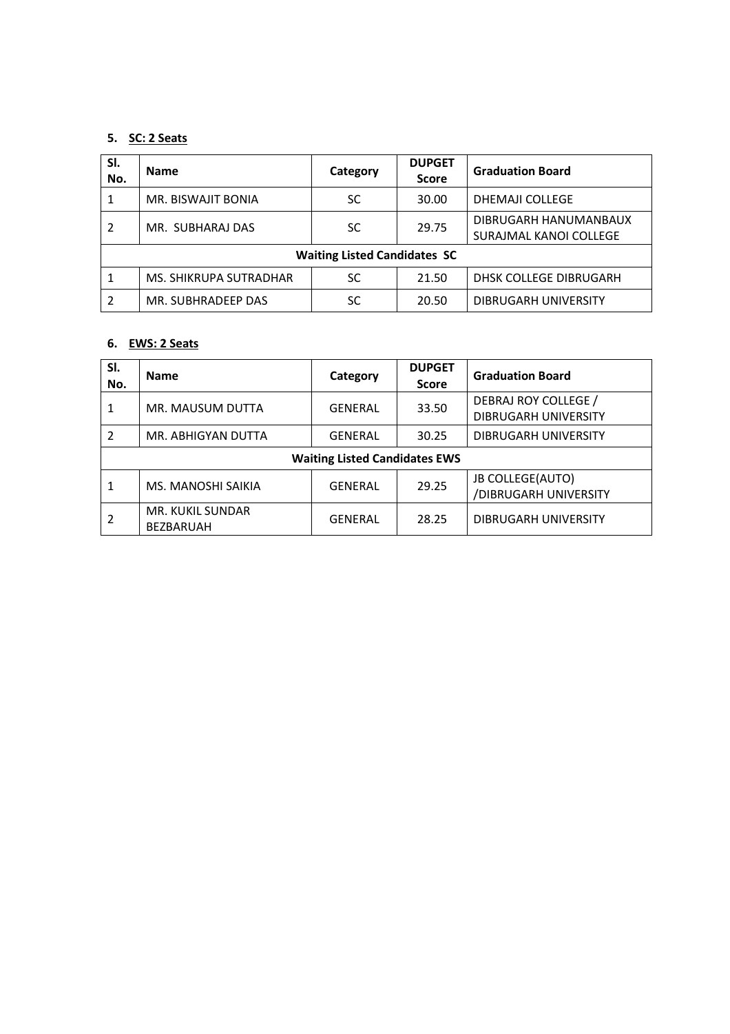5. **SC: 2 Seats**

| Sl. No. | Name | Category | DUPGET Score | Graduation Board |
|---|---|---|---|---|
| 1 | MR. BISWAJIT BONIA | SC | 30.00 | DHEMAJI COLLEGE |
| 2 | MR. SUBHARAJ DAS | SC | 29.75 | DIBRUGARH HANUMANBAUX SURAJMAL KANOI COLLEGE |
| **Waiting Listed Candidates SC** | | | | |
| 1 | MS. SHIKRUPA SUTRADHAR | SC | 21.50 | DHSK COLLEGE DIBRUGARH |
| 2 | MR. SUBHRADEEP DAS | SC | 20.50 | DIBRUGARH UNIVERSITY |

6. **EWS: 2 Seats**

| Sl. No. | Name | Category | DUPGET Score | Graduation Board |
|---|---|---|---|---|
| 1 | MR. MAUSUM DUTTA | GENERAL | 33.50 | DEBRAJ ROY COLLEGE / DIBRUGARH UNIVERSITY |
| 2 | MR. ABHIGYAN DUTTA | GENERAL | 30.25 | DIBRUGARH UNIVERSITY |
| **Waiting Listed Candidates EWS** | | | | |
| 1 | MS. MANOSHI SAIKIA | GENERAL | 29.25 | JB COLLEGE(AUTO) /DIBRUGARH UNIVERSITY |
| 2 | MR. KUKIL SUNDAR BEZBARUAH | GENERAL | 28.25 | DIBRUGARH UNIVERSITY |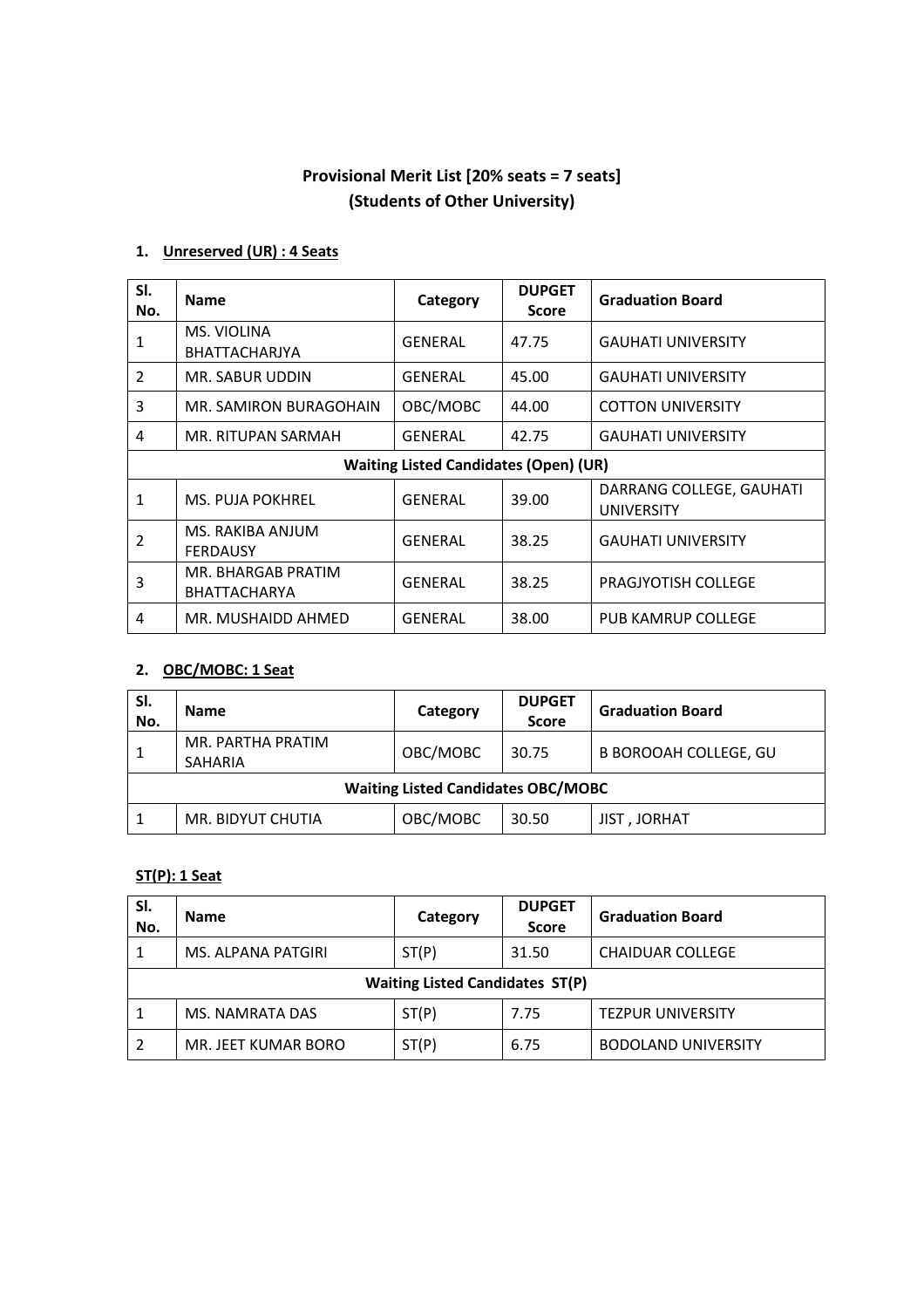**Provisional Merit List [20% seats = 7 seats]**
**(Students of Other University)**

1. **Unreserved (UR) : 4 Seats**

| Sl. No. | Name | Category | DUPGET Score | Graduation Board |
|---|---|---|---|---|
| 1 | MS. VIOLINA BHATTACHARJYA | GENERAL | 47.75 | GAUHATI UNIVERSITY |
| 2 | MR. SABUR UDDIN | GENERAL | 45.00 | GAUHATI UNIVERSITY |
| 3 | MR. SAMIRON BURAGOHAIN | OBC/MOBC | 44.00 | COTTON UNIVERSITY |
| 4 | MR. RITUPAN SARMAH | GENERAL | 42.75 | GAUHATI UNIVERSITY |
| **Waiting Listed Candidates (Open) (UR)** | | | | |
| 1 | MS. PUJA POKHREL | GENERAL | 39.00 | DARRANG COLLEGE, GAUHATI UNIVERSITY |
| 2 | MS. RAKIBA ANJUM FERDAUSY | GENERAL | 38.25 | GAUHATI UNIVERSITY |
| 3 | MR. BHARGAB PRATIM BHATTACHARYA | GENERAL | 38.25 | PRAGJYOTISH COLLEGE |
| 4 | MR. MUSHAIDD AHMED | GENERAL | 38.00 | PUB KAMRUP COLLEGE |

2. **OBC/MOBC: 1 Seat**

| Sl. No. | Name | Category | DUPGET Score | Graduation Board |
|---|---|---|---|---|
| 1 | MR. PARTHA PRATIM SAHARIA | OBC/MOBC | 30.75 | B BOROOAH COLLEGE, GU |
| **Waiting Listed Candidates OBC/MOBC** | | | | |
| 1 | MR. BIDYUT CHUTIA | OBC/MOBC | 30.50 | JIST , JORHAT |

**ST(P): 1 Seat**

| Sl. No. | Name | Category | DUPGET Score | Graduation Board |
|---|---|---|---|---|
| 1 | MS. ALPANA PATGIRI | ST(P) | 31.50 | CHAIDUAR COLLEGE |
| **Waiting Listed Candidates ST(P)** | | | | |
| 1 | MS. NAMRATA DAS | ST(P) | 7.75 | TEZPUR UNIVERSITY |
| 2 | MR. JEET KUMAR BORO | ST(P) | 6.75 | BODOLAND UNIVERSITY |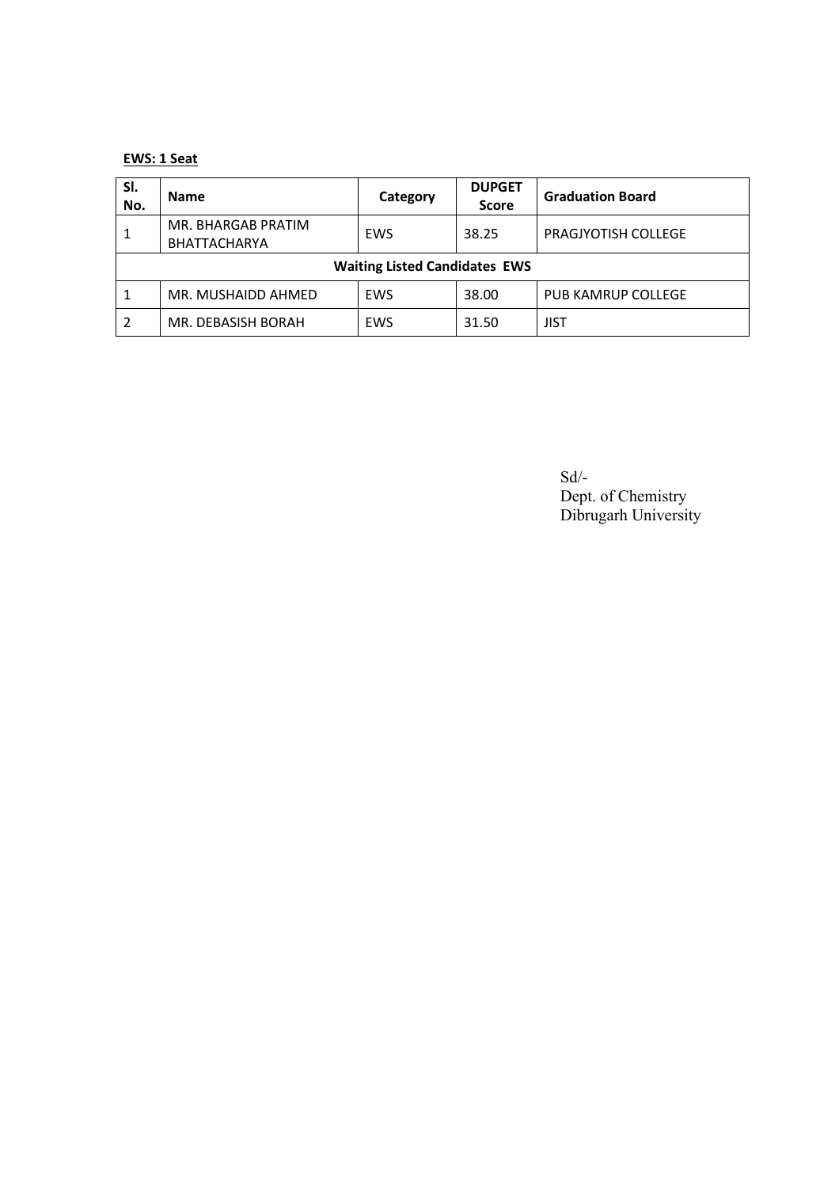**EWS: 1 Seat**

| Sl. No. | Name | Category | DUPGET Score | Graduation Board |
|---|---|---|---|---|
| 1 | MR. BHARGAB PRATIM BHATTACHARYA | EWS | 38.25 | PRAGJYOTISH COLLEGE |
| **Waiting Listed Candidates EWS** | | | | |
| 1 | MR. MUSHAIDD AHMED | EWS | 38.00 | PUB KAMRUP COLLEGE |
| 2 | MR. DEBASISH BORAH | EWS | 31.50 | JIST |

Sd/-
Dept. of Chemistry
Dibrugarh University